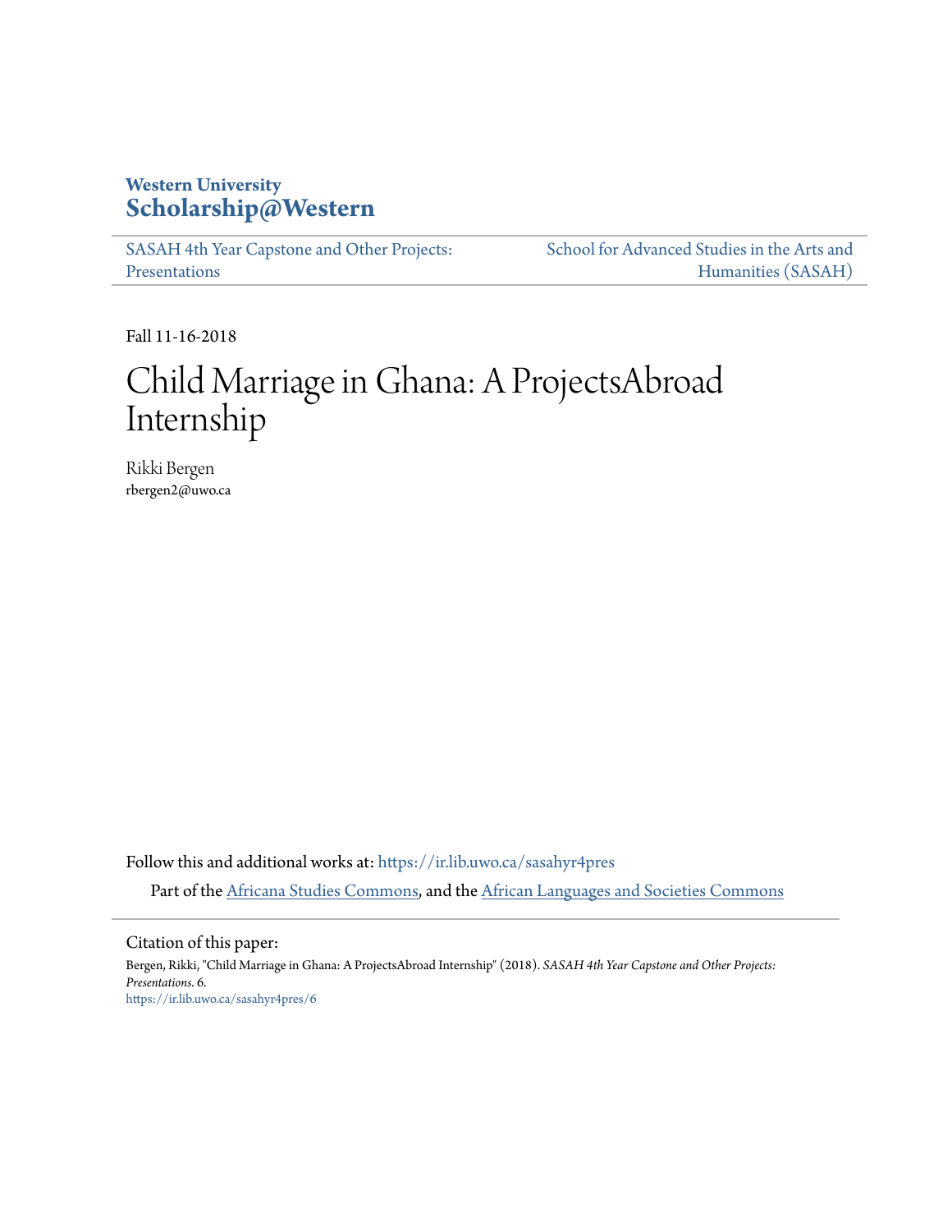**Western University**
**Scholarship@Western**

SASAH 4th Year Capstone and Other Projects: Presentations | School for Advanced Studies in the Arts and Humanities (SASAH)

Fall 11-16-2018

# Child Marriage in Ghana: A ProjectsAbroad Internship

Rikki Bergen
rbergen2@uwo.ca

Follow this and additional works at: https://ir.lib.uwo.ca/sasahyr4pres

Part of the Africana Studies Commons, and the African Languages and Societies Commons

Citation of this paper:

Bergen, Rikki, "Child Marriage in Ghana: A ProjectsAbroad Internship" (2018). *SASAH 4th Year Capstone and Other Projects: Presentations*. 6.
https://ir.lib.uwo.ca/sasahyr4pres/6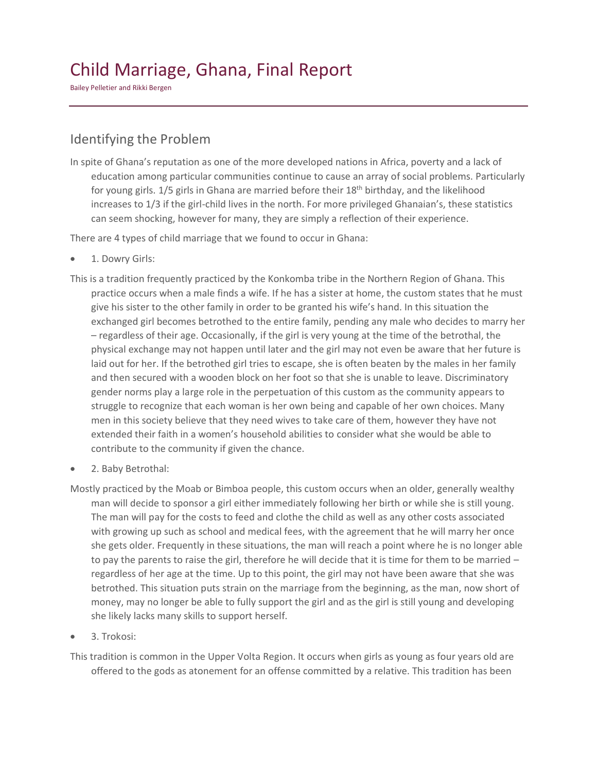# Child Marriage, Ghana, Final Report

Bailey Pelletier and Rikki Bergen

## Identifying the Problem

In spite of Ghana's reputation as one of the more developed nations in Africa, poverty and a lack of education among particular communities continue to cause an array of social problems. Particularly for young girls. 1/5 girls in Ghana are married before their 18th birthday, and the likelihood increases to 1/3 if the girl-child lives in the north. For more privileged Ghanaian's, these statistics can seem shocking, however for many, they are simply a reflection of their experience.

There are 4 types of child marriage that we found to occur in Ghana:

- 1. Dowry Girls:

This is a tradition frequently practiced by the Konkomba tribe in the Northern Region of Ghana. This practice occurs when a male finds a wife. If he has a sister at home, the custom states that he must give his sister to the other family in order to be granted his wife's hand. In this situation the exchanged girl becomes betrothed to the entire family, pending any male who decides to marry her – regardless of their age. Occasionally, if the girl is very young at the time of the betrothal, the physical exchange may not happen until later and the girl may not even be aware that her future is laid out for her. If the betrothed girl tries to escape, she is often beaten by the males in her family and then secured with a wooden block on her foot so that she is unable to leave. Discriminatory gender norms play a large role in the perpetuation of this custom as the community appears to struggle to recognize that each woman is her own being and capable of her own choices. Many men in this society believe that they need wives to take care of them, however they have not extended their faith in a women's household abilities to consider what she would be able to contribute to the community if given the chance.

- 2. Baby Betrothal:

Mostly practiced by the Moab or Bimboa people, this custom occurs when an older, generally wealthy man will decide to sponsor a girl either immediately following her birth or while she is still young. The man will pay for the costs to feed and clothe the child as well as any other costs associated with growing up such as school and medical fees, with the agreement that he will marry her once she gets older. Frequently in these situations, the man will reach a point where he is no longer able to pay the parents to raise the girl, therefore he will decide that it is time for them to be married – regardless of her age at the time. Up to this point, the girl may not have been aware that she was betrothed. This situation puts strain on the marriage from the beginning, as the man, now short of money, may no longer be able to fully support the girl and as the girl is still young and developing she likely lacks many skills to support herself.

- 3. Trokosi:

This tradition is common in the Upper Volta Region. It occurs when girls as young as four years old are offered to the gods as atonement for an offense committed by a relative. This tradition has been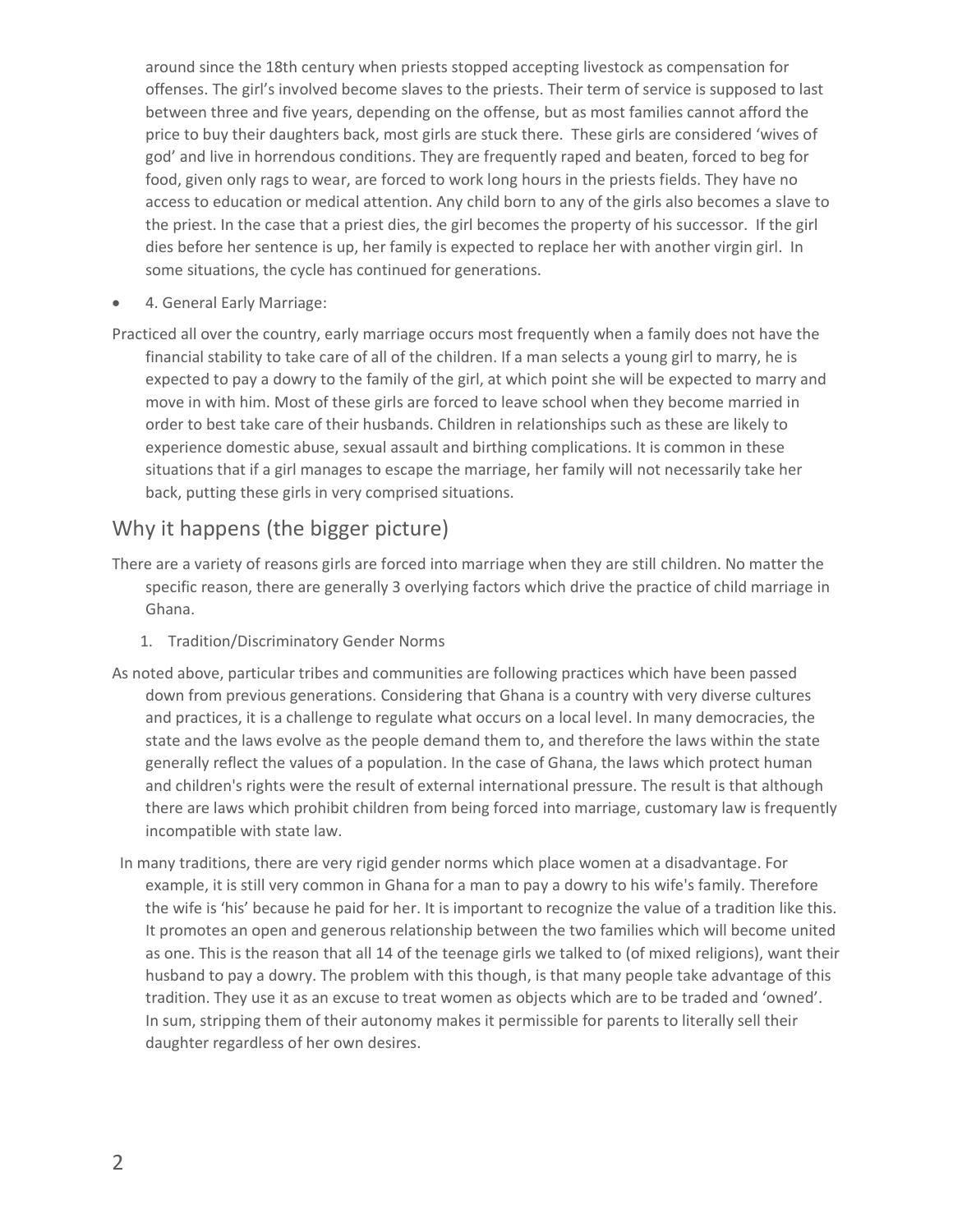around since the 18th century when priests stopped accepting livestock as compensation for offenses. The girl's involved become slaves to the priests. Their term of service is supposed to last between three and five years, depending on the offense, but as most families cannot afford the price to buy their daughters back, most girls are stuck there. These girls are considered 'wives of god' and live in horrendous conditions. They are frequently raped and beaten, forced to beg for food, given only rags to wear, are forced to work long hours in the priests fields. They have no access to education or medical attention. Any child born to any of the girls also becomes a slave to the priest. In the case that a priest dies, the girl becomes the property of his successor. If the girl dies before her sentence is up, her family is expected to replace her with another virgin girl. In some situations, the cycle has continued for generations.

- 4. General Early Marriage:

Practiced all over the country, early marriage occurs most frequently when a family does not have the financial stability to take care of all of the children. If a man selects a young girl to marry, he is expected to pay a dowry to the family of the girl, at which point she will be expected to marry and move in with him. Most of these girls are forced to leave school when they become married in order to best take care of their husbands. Children in relationships such as these are likely to experience domestic abuse, sexual assault and birthing complications. It is common in these situations that if a girl manages to escape the marriage, her family will not necessarily take her back, putting these girls in very comprised situations.

## Why it happens (the bigger picture)

There are a variety of reasons girls are forced into marriage when they are still children. No matter the specific reason, there are generally 3 overlying factors which drive the practice of child marriage in Ghana.

1. Tradition/Discriminatory Gender Norms

As noted above, particular tribes and communities are following practices which have been passed down from previous generations. Considering that Ghana is a country with very diverse cultures and practices, it is a challenge to regulate what occurs on a local level. In many democracies, the state and the laws evolve as the people demand them to, and therefore the laws within the state generally reflect the values of a population. In the case of Ghana, the laws which protect human and children's rights were the result of external international pressure. The result is that although there are laws which prohibit children from being forced into marriage, customary law is frequently incompatible with state law.

In many traditions, there are very rigid gender norms which place women at a disadvantage. For example, it is still very common in Ghana for a man to pay a dowry to his wife's family. Therefore the wife is 'his' because he paid for her. It is important to recognize the value of a tradition like this. It promotes an open and generous relationship between the two families which will become united as one. This is the reason that all 14 of the teenage girls we talked to (of mixed religions), want their husband to pay a dowry. The problem with this though, is that many people take advantage of this tradition. They use it as an excuse to treat women as objects which are to be traded and 'owned'. In sum, stripping them of their autonomy makes it permissible for parents to literally sell their daughter regardless of her own desires.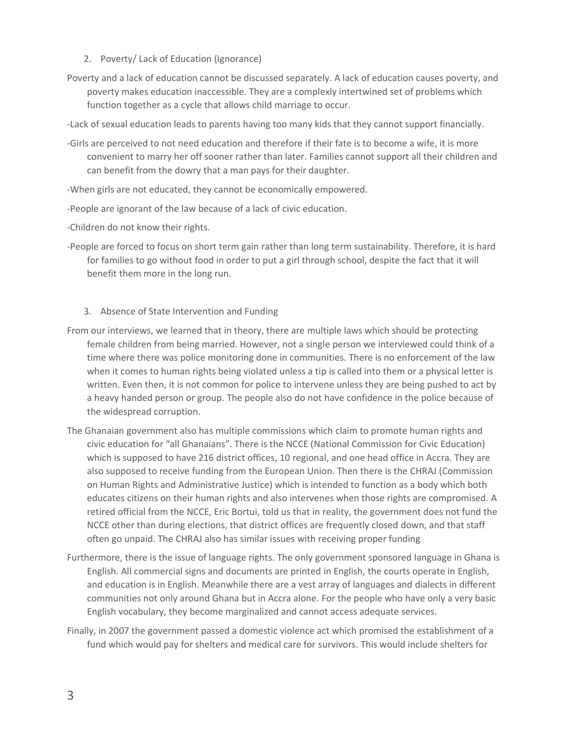2. Poverty/ Lack of Education (Ignorance)

Poverty and a lack of education cannot be discussed separately. A lack of education causes poverty, and poverty makes education inaccessible. They are a complexly intertwined set of problems which function together as a cycle that allows child marriage to occur.

-Lack of sexual education leads to parents having too many kids that they cannot support financially.

-Girls are perceived to not need education and therefore if their fate is to become a wife, it is more convenient to marry her off sooner rather than later. Families cannot support all their children and can benefit from the dowry that a man pays for their daughter.

-When girls are not educated, they cannot be economically empowered.

-People are ignorant of the law because of a lack of civic education.

-Children do not know their rights.

-People are forced to focus on short term gain rather than long term sustainability. Therefore, it is hard for families to go without food in order to put a girl through school, despite the fact that it will benefit them more in the long run.

3. Absence of State Intervention and Funding

From our interviews, we learned that in theory, there are multiple laws which should be protecting female children from being married. However, not a single person we interviewed could think of a time where there was police monitoring done in communities. There is no enforcement of the law when it comes to human rights being violated unless a tip is called into them or a physical letter is written. Even then, it is not common for police to intervene unless they are being pushed to act by a heavy handed person or group. The people also do not have confidence in the police because of the widespread corruption.

The Ghanaian government also has multiple commissions which claim to promote human rights and civic education for "all Ghanaians". There is the NCCE (National Commission for Civic Education) which is supposed to have 216 district offices, 10 regional, and one head office in Accra. They are also supposed to receive funding from the European Union. Then there is the CHRAJ (Commission on Human Rights and Administrative Justice) which is intended to function as a body which both educates citizens on their human rights and also intervenes when those rights are compromised. A retired official from the NCCE, Eric Bortui, told us that in reality, the government does not fund the NCCE other than during elections, that district offices are frequently closed down, and that staff often go unpaid. The CHRAJ also has similar issues with receiving proper funding

Furthermore, there is the issue of language rights. The only government sponsored language in Ghana is English. All commercial signs and documents are printed in English, the courts operate in English, and education is in English. Meanwhile there are a vest array of languages and dialects in different communities not only around Ghana but in Accra alone. For the people who have only a very basic English vocabulary, they become marginalized and cannot access adequate services.

Finally, in 2007 the government passed a domestic violence act which promised the establishment of a fund which would pay for shelters and medical care for survivors. This would include shelters for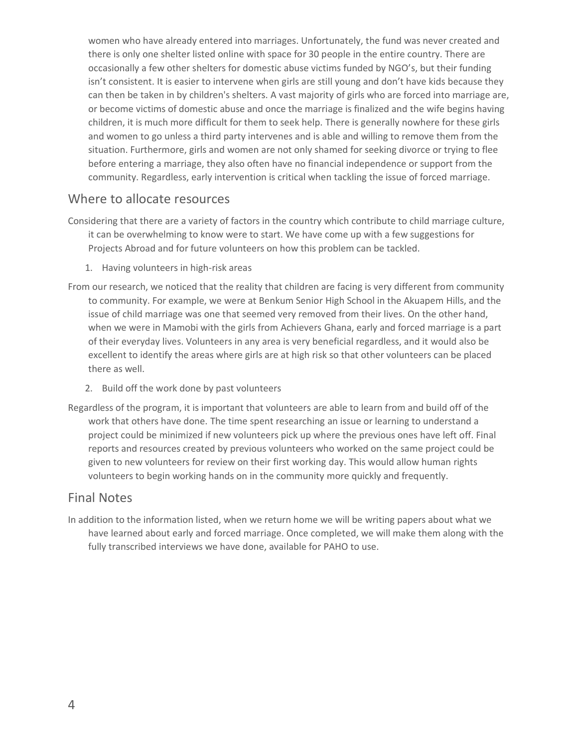women who have already entered into marriages. Unfortunately, the fund was never created and there is only one shelter listed online with space for 30 people in the entire country. There are occasionally a few other shelters for domestic abuse victims funded by NGO's, but their funding isn't consistent. It is easier to intervene when girls are still young and don't have kids because they can then be taken in by children's shelters. A vast majority of girls who are forced into marriage are, or become victims of domestic abuse and once the marriage is finalized and the wife begins having children, it is much more difficult for them to seek help. There is generally nowhere for these girls and women to go unless a third party intervenes and is able and willing to remove them from the situation. Furthermore, girls and women are not only shamed for seeking divorce or trying to flee before entering a marriage, they also often have no financial independence or support from the community. Regardless, early intervention is critical when tackling the issue of forced marriage.

## Where to allocate resources

Considering that there are a variety of factors in the country which contribute to child marriage culture, it can be overwhelming to know were to start. We have come up with a few suggestions for Projects Abroad and for future volunteers on how this problem can be tackled.

1. Having volunteers in high-risk areas

From our research, we noticed that the reality that children are facing is very different from community to community. For example, we were at Benkum Senior High School in the Akuapem Hills, and the issue of child marriage was one that seemed very removed from their lives. On the other hand, when we were in Mamobi with the girls from Achievers Ghana, early and forced marriage is a part of their everyday lives. Volunteers in any area is very beneficial regardless, and it would also be excellent to identify the areas where girls are at high risk so that other volunteers can be placed there as well.

2. Build off the work done by past volunteers

Regardless of the program, it is important that volunteers are able to learn from and build off of the work that others have done. The time spent researching an issue or learning to understand a project could be minimized if new volunteers pick up where the previous ones have left off. Final reports and resources created by previous volunteers who worked on the same project could be given to new volunteers for review on their first working day. This would allow human rights volunteers to begin working hands on in the community more quickly and frequently.

## Final Notes

In addition to the information listed, when we return home we will be writing papers about what we have learned about early and forced marriage. Once completed, we will make them along with the fully transcribed interviews we have done, available for PAHO to use.